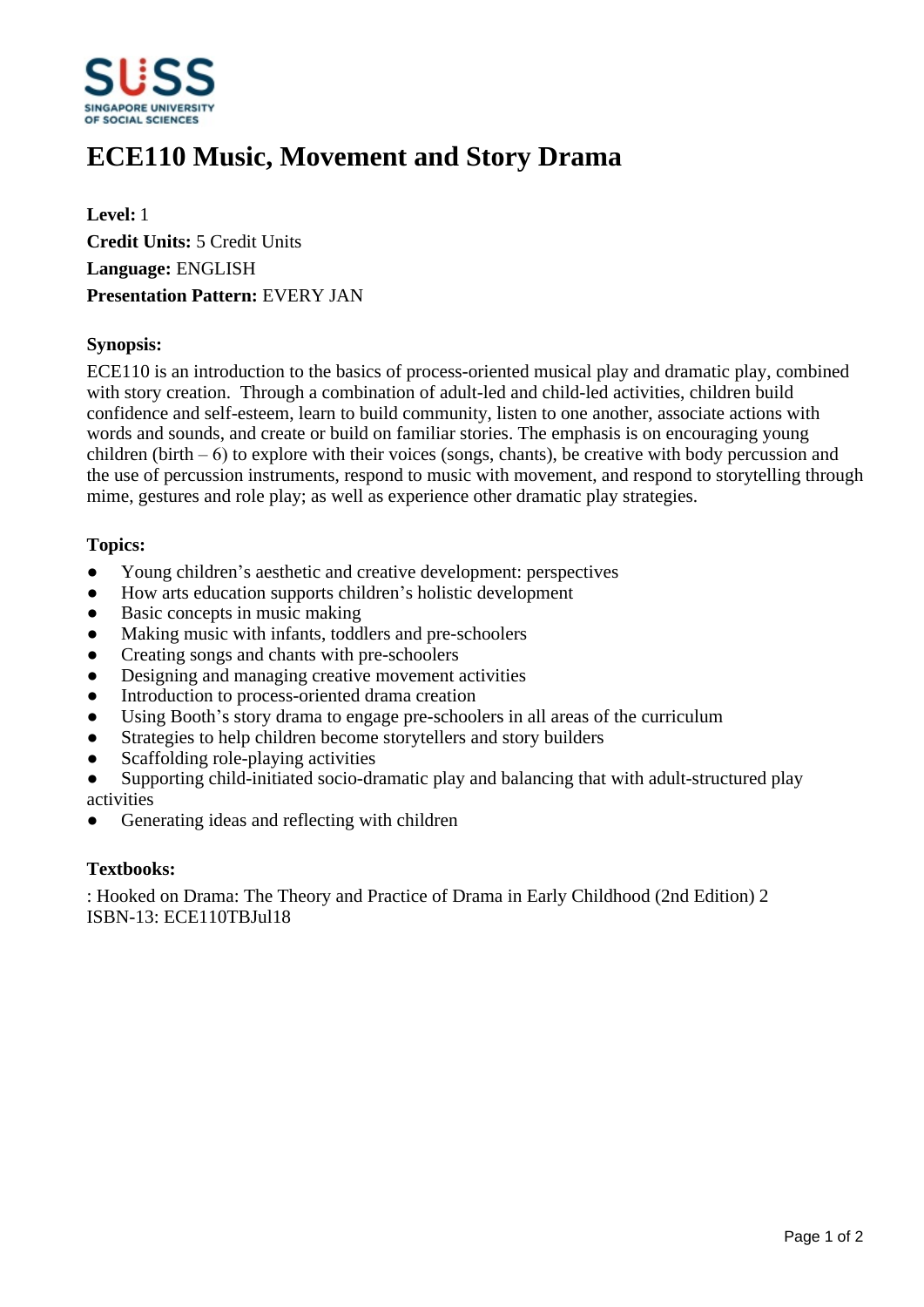# ECE110 Music, Movement and Story Drama

**Level:** 1
**Credit Units:** 5 Credit Units
**Language:** ENGLISH
**Presentation Pattern:** EVERY JAN

**Synopsis:**

ECE110 is an introduction to the basics of process-oriented musical play and dramatic play, combined with story creation. Through a combination of adult-led and child-led activities, children build confidence and self-esteem, learn to build community, listen to one another, associate actions with words and sounds, and create or build on familiar stories. The emphasis is on encouraging young children (birth – 6) to explore with their voices (songs, chants), be creative with body percussion and the use of percussion instruments, respond to music with movement, and respond to storytelling through mime, gestures and role play; as well as experience other dramatic play strategies.

**Topics:**

- Young children's aesthetic and creative development: perspectives
- How arts education supports children's holistic development
- Basic concepts in music making
- Making music with infants, toddlers and pre-schoolers
- Creating songs and chants with pre-schoolers
- Designing and managing creative movement activities
- Introduction to process-oriented drama creation
- Using Booth's story drama to engage pre-schoolers in all areas of the curriculum
- Strategies to help children become storytellers and story builders
- Scaffolding role-playing activities
- Supporting child-initiated socio-dramatic play and balancing that with adult-structured play activities
- Generating ideas and reflecting with children

**Textbooks:**

: Hooked on Drama: The Theory and Practice of Drama in Early Childhood (2nd Edition) 2
ISBN-13: ECE110TBJul18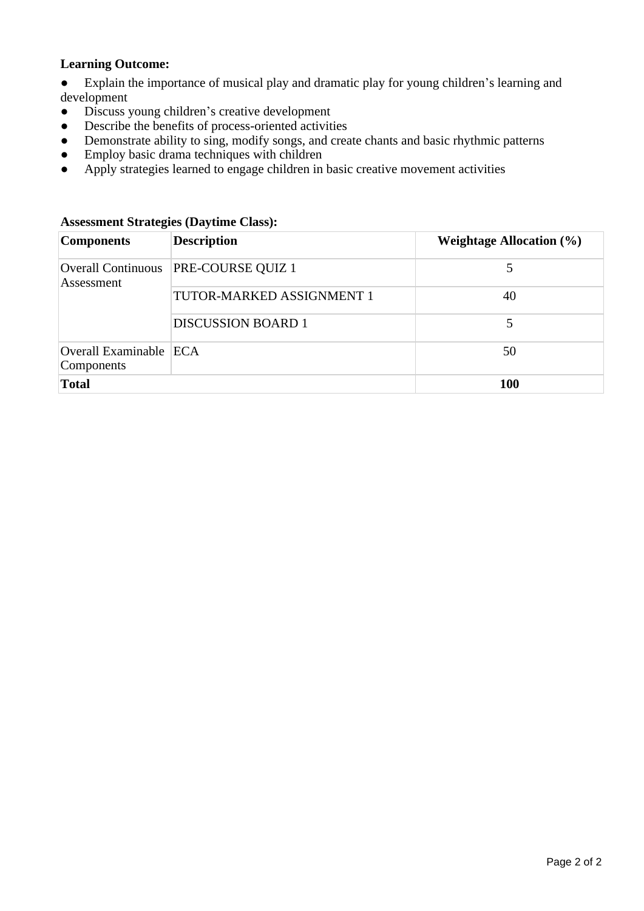**Learning Outcome:**

- Explain the importance of musical play and dramatic play for young children's learning and development
- Discuss young children's creative development
- Describe the benefits of process-oriented activities
- Demonstrate ability to sing, modify songs, and create chants and basic rhythmic patterns
- Employ basic drama techniques with children
- Apply strategies learned to engage children in basic creative movement activities

**Assessment Strategies (Daytime Class):**

| Components | Description | Weightage Allocation (%) |
|---|---|---|
| Overall Continuous Assessment | PRE-COURSE QUIZ 1 | 5 |
| | TUTOR-MARKED ASSIGNMENT 1 | 40 |
| | DISCUSSION BOARD 1 | 5 |
| Overall Examinable Components | ECA | 50 |
| **Total** | | **100** |